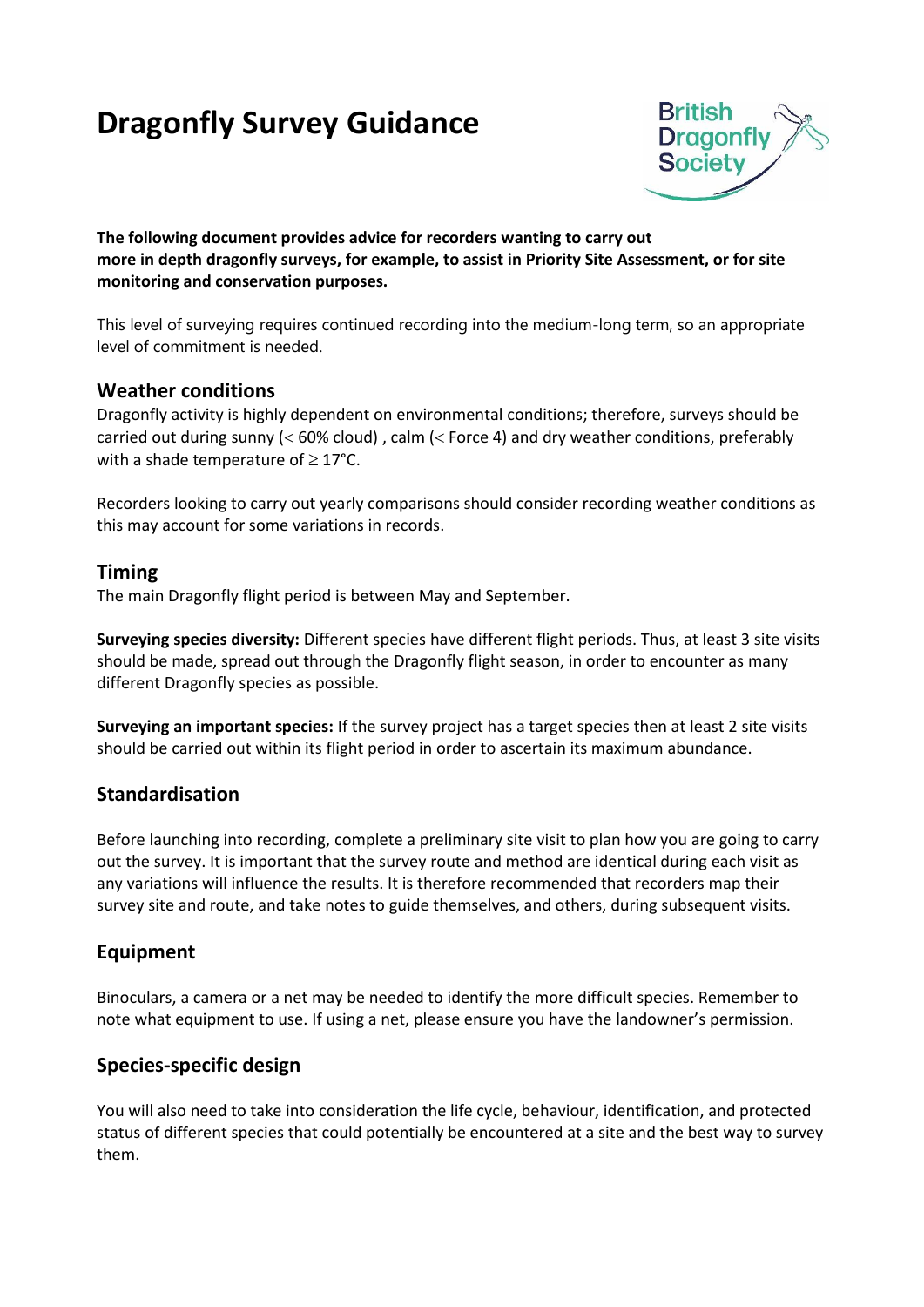# Dragonfly Survey Guidance

British Dragonfly Society

**The following document provides advice for recorders wanting to carry out more in depth dragonfly surveys, for example, to assist in Priority Site Assessment, or for site monitoring and conservation purposes.**

This level of surveying requires continued recording into the medium-long term, so an appropriate level of commitment is needed.

## Weather conditions

Dragonfly activity is highly dependent on environmental conditions; therefore, surveys should be carried out during sunny (< 60% cloud) , calm (< Force 4) and dry weather conditions, preferably with a shade temperature of ≥ 17°C.

Recorders looking to carry out yearly comparisons should consider recording weather conditions as this may account for some variations in records.

## Timing

The main Dragonfly flight period is between May and September.

**Surveying species diversity:** Different species have different flight periods. Thus, at least 3 site visits should be made, spread out through the Dragonfly flight season, in order to encounter as many different Dragonfly species as possible.

**Surveying an important species:** If the survey project has a target species then at least 2 site visits should be carried out within its flight period in order to ascertain its maximum abundance.

## Standardisation

Before launching into recording, complete a preliminary site visit to plan how you are going to carry out the survey. It is important that the survey route and method are identical during each visit as any variations will influence the results. It is therefore recommended that recorders map their survey site and route, and take notes to guide themselves, and others, during subsequent visits.

## Equipment

Binoculars, a camera or a net may be needed to identify the more difficult species. Remember to note what equipment to use. If using a net, please ensure you have the landowner's permission.

## Species-specific design

You will also need to take into consideration the life cycle, behaviour, identification, and protected status of different species that could potentially be encountered at a site and the best way to survey them.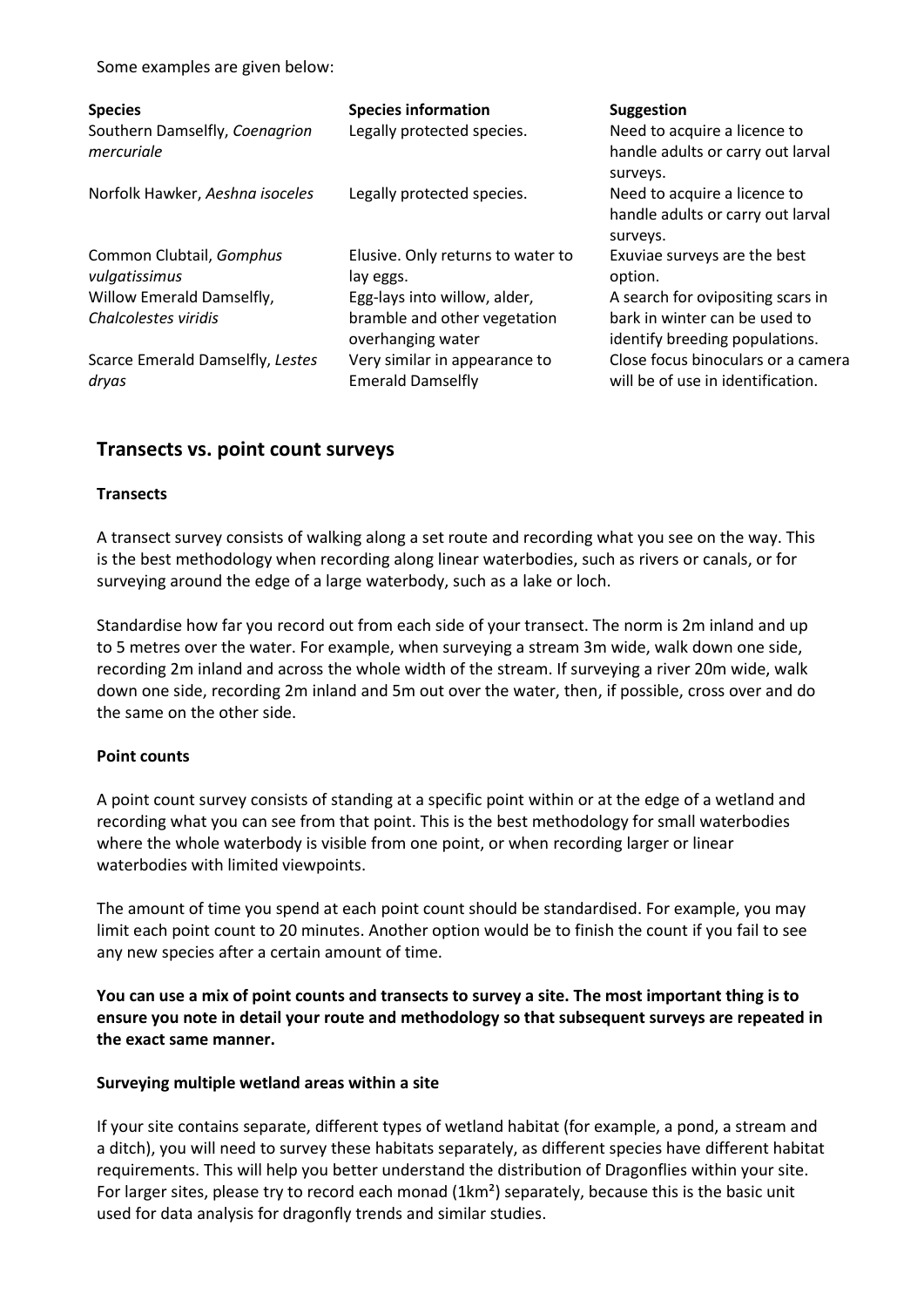Some examples are given below:

| Species | Species information | Suggestion |
| --- | --- | --- |
| Southern Damselfly, *Coenagrion mercuriale* | Legally protected species. | Need to acquire a licence to handle adults or carry out larval surveys. |
| Norfolk Hawker, *Aeshna isoceles* | Legally protected species. | Need to acquire a licence to handle adults or carry out larval surveys. |
| Common Clubtail, *Gomphus vulgatissimus* | Elusive. Only returns to water to lay eggs. | Exuviae surveys are the best option. |
| Willow Emerald Damselfly, *Chalcolestes viridis* | Egg-lays into willow, alder, bramble and other vegetation overhanging water | A search for ovipositing scars in bark in winter can be used to identify breeding populations. |
| Scarce Emerald Damselfly, *Lestes dryas* | Very similar in appearance to Emerald Damselfly | Close focus binoculars or a camera will be of use in identification. |

## Transects vs. point count surveys

### Transects

A transect survey consists of walking along a set route and recording what you see on the way. This is the best methodology when recording along linear waterbodies, such as rivers or canals, or for surveying around the edge of a large waterbody, such as a lake or loch.

Standardise how far you record out from each side of your transect. The norm is 2m inland and up to 5 metres over the water. For example, when surveying a stream 3m wide, walk down one side, recording 2m inland and across the whole width of the stream. If surveying a river 20m wide, walk down one side, recording 2m inland and 5m out over the water, then, if possible, cross over and do the same on the other side.

### Point counts

A point count survey consists of standing at a specific point within or at the edge of a wetland and recording what you can see from that point. This is the best methodology for small waterbodies where the whole waterbody is visible from one point, or when recording larger or linear waterbodies with limited viewpoints.

The amount of time you spend at each point count should be standardised. For example, you may limit each point count to 20 minutes. Another option would be to finish the count if you fail to see any new species after a certain amount of time.

**You can use a mix of point counts and transects to survey a site. The most important thing is to ensure you note in detail your route and methodology so that subsequent surveys are repeated in the exact same manner.**

### Surveying multiple wetland areas within a site

If your site contains separate, different types of wetland habitat (for example, a pond, a stream and a ditch), you will need to survey these habitats separately, as different species have different habitat requirements. This will help you better understand the distribution of Dragonflies within your site. For larger sites, please try to record each monad (1km$^2$) separately, because this is the basic unit used for data analysis for dragonfly trends and similar studies.